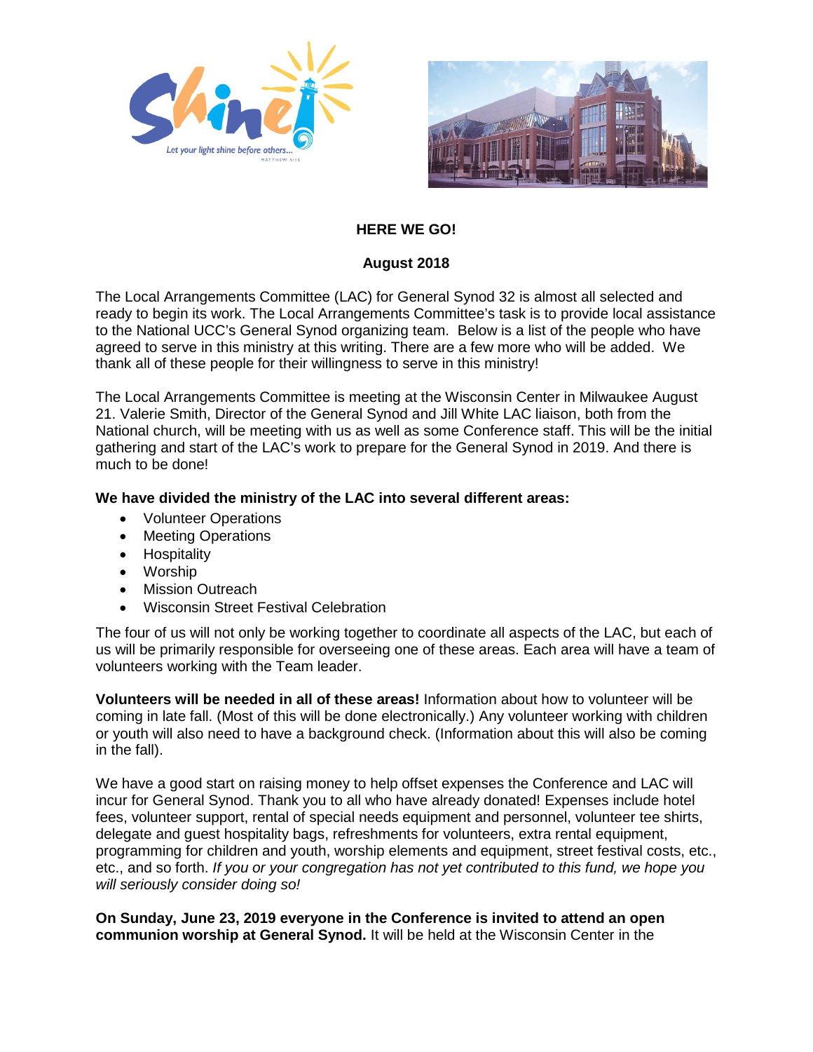**HERE WE GO!**

**August 2018**

The Local Arrangements Committee (LAC) for General Synod 32 is almost all selected and ready to begin its work. The Local Arrangements Committee's task is to provide local assistance to the National UCC's General Synod organizing team. Below is a list of the people who have agreed to serve in this ministry at this writing. There are a few more who will be added. We thank all of these people for their willingness to serve in this ministry!

The Local Arrangements Committee is meeting at the Wisconsin Center in Milwaukee August 21. Valerie Smith, Director of the General Synod and Jill White LAC liaison, both from the National church, will be meeting with us as well as some Conference staff. This will be the initial gathering and start of the LAC's work to prepare for the General Synod in 2019. And there is much to be done!

**We have divided the ministry of the LAC into several different areas:**

- Volunteer Operations
- Meeting Operations
- Hospitality
- Worship
- Mission Outreach
- Wisconsin Street Festival Celebration

The four of us will not only be working together to coordinate all aspects of the LAC, but each of us will be primarily responsible for overseeing one of these areas. Each area will have a team of volunteers working with the Team leader.

**Volunteers will be needed in all of these areas!** Information about how to volunteer will be coming in late fall. (Most of this will be done electronically.) Any volunteer working with children or youth will also need to have a background check. (Information about this will also be coming in the fall).

We have a good start on raising money to help offset expenses the Conference and LAC will incur for General Synod. Thank you to all who have already donated! Expenses include hotel fees, volunteer support, rental of special needs equipment and personnel, volunteer tee shirts, delegate and guest hospitality bags, refreshments for volunteers, extra rental equipment, programming for children and youth, worship elements and equipment, street festival costs, etc., etc., and so forth. *If you or your congregation has not yet contributed to this fund, we hope you will seriously consider doing so!*

**On Sunday, June 23, 2019 everyone in the Conference is invited to attend an open communion worship at General Synod.** It will be held at the Wisconsin Center in the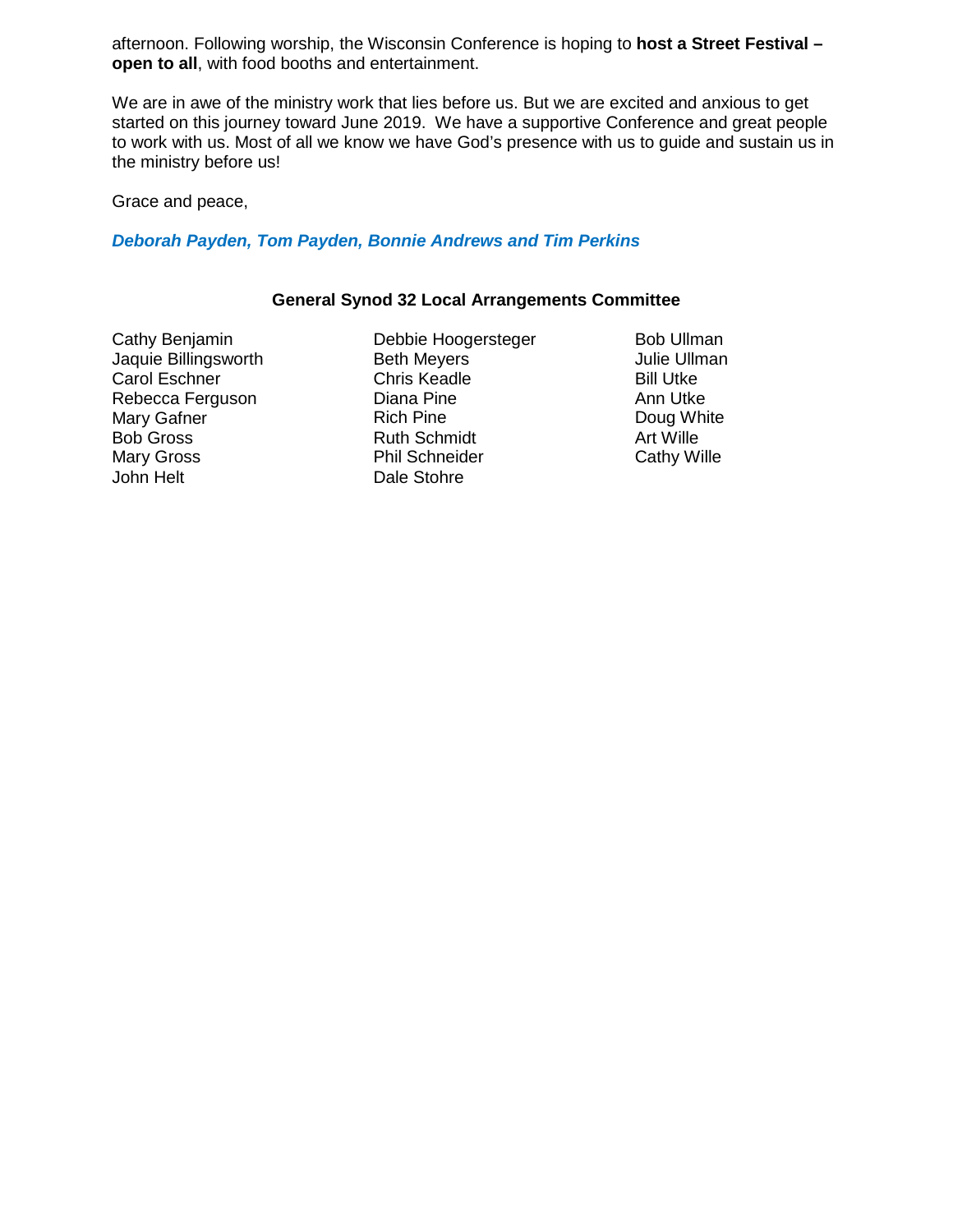afternoon. Following worship, the Wisconsin Conference is hoping to **host a Street Festival – open to all**, with food booths and entertainment.

We are in awe of the ministry work that lies before us. But we are excited and anxious to get started on this journey toward June 2019. We have a supportive Conference and great people to work with us. Most of all we know we have God's presence with us to guide and sustain us in the ministry before us!

Grace and peace,

***Deborah Payden, Tom Payden, Bonnie Andrews and Tim Perkins***

**General Synod 32 Local Arrangements Committee**

Cathy Benjamin
Jaquie Billingsworth
Carol Eschner
Rebecca Ferguson
Mary Gafner
Bob Gross
Mary Gross
John Helt
Debbie Hoogersteger
Beth Meyers
Chris Keadle
Diana Pine
Rich Pine
Ruth Schmidt
Phil Schneider
Dale Stohre
Bob Ullman
Julie Ullman
Bill Utke
Ann Utke
Doug White
Art Wille
Cathy Wille